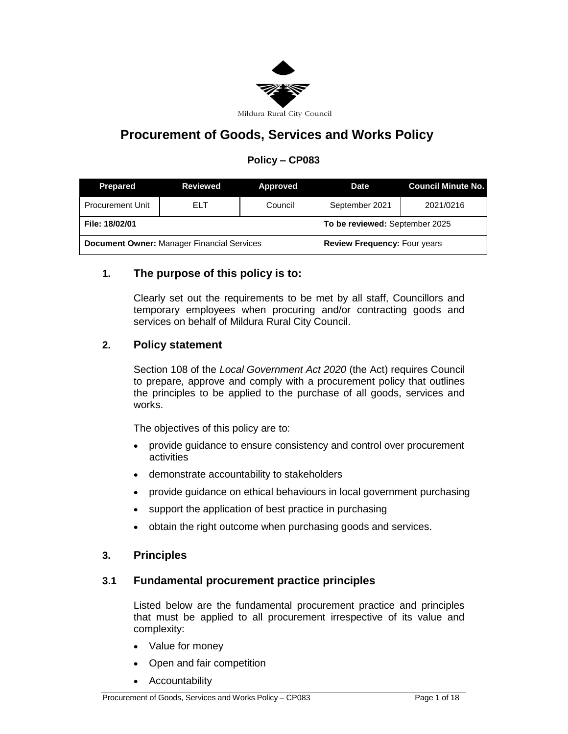Mildura Rural City Council

# Procurement of Goods, Services and Works Policy

### Policy – CP083

| Prepared | Reviewed | Approved | Date | Council Minute No. |
| --- | --- | --- | --- | --- |
| Procurement Unit | ELT | Council | September 2021 | 2021/0216 |
| **File: 18/02/01** | | | **To be reviewed:** September 2025 | |
| **Document Owner:** Manager Financial Services | | | **Review Frequency:** Four years | |

## 1. The purpose of this policy is to:

Clearly set out the requirements to be met by all staff, Councillors and temporary employees when procuring and/or contracting goods and services on behalf of Mildura Rural City Council.

## 2. Policy statement

Section 108 of the *Local Government Act 2020* (the Act) requires Council to prepare, approve and comply with a procurement policy that outlines the principles to be applied to the purchase of all goods, services and works.

The objectives of this policy are to:

- provide guidance to ensure consistency and control over procurement activities
- demonstrate accountability to stakeholders
- provide guidance on ethical behaviours in local government purchasing
- support the application of best practice in purchasing
- obtain the right outcome when purchasing goods and services.

## 3. Principles

### 3.1 Fundamental procurement practice principles

Listed below are the fundamental procurement practice and principles that must be applied to all procurement irrespective of its value and complexity:

- Value for money
- Open and fair competition
- Accountability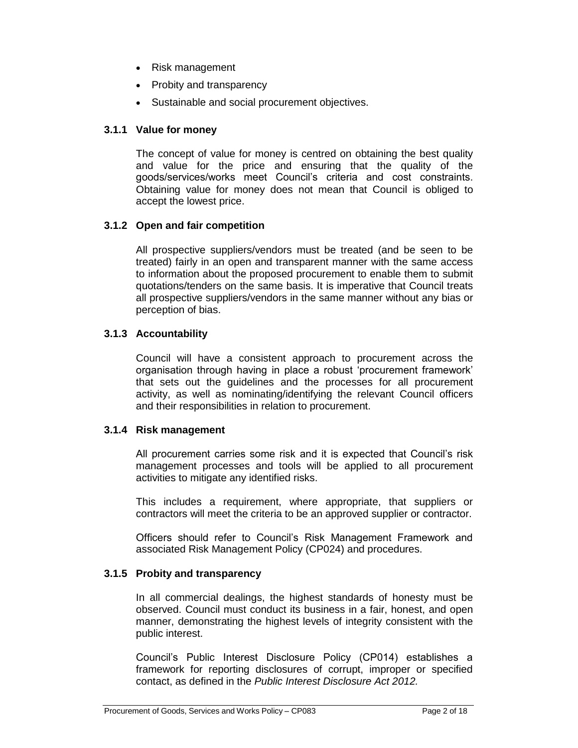- Risk management
- Probity and transparency
- Sustainable and social procurement objectives.

### 3.1.1 Value for money

The concept of value for money is centred on obtaining the best quality and value for the price and ensuring that the quality of the goods/services/works meet Council's criteria and cost constraints. Obtaining value for money does not mean that Council is obliged to accept the lowest price.

### 3.1.2 Open and fair competition

All prospective suppliers/vendors must be treated (and be seen to be treated) fairly in an open and transparent manner with the same access to information about the proposed procurement to enable them to submit quotations/tenders on the same basis. It is imperative that Council treats all prospective suppliers/vendors in the same manner without any bias or perception of bias.

### 3.1.3 Accountability

Council will have a consistent approach to procurement across the organisation through having in place a robust 'procurement framework' that sets out the guidelines and the processes for all procurement activity, as well as nominating/identifying the relevant Council officers and their responsibilities in relation to procurement.

### 3.1.4 Risk management

All procurement carries some risk and it is expected that Council's risk management processes and tools will be applied to all procurement activities to mitigate any identified risks.

This includes a requirement, where appropriate, that suppliers or contractors will meet the criteria to be an approved supplier or contractor.

Officers should refer to Council's Risk Management Framework and associated Risk Management Policy (CP024) and procedures.

### 3.1.5 Probity and transparency

In all commercial dealings, the highest standards of honesty must be observed. Council must conduct its business in a fair, honest, and open manner, demonstrating the highest levels of integrity consistent with the public interest.

Council's Public Interest Disclosure Policy (CP014) establishes a framework for reporting disclosures of corrupt, improper or specified contact, as defined in the *Public Interest Disclosure Act 2012.*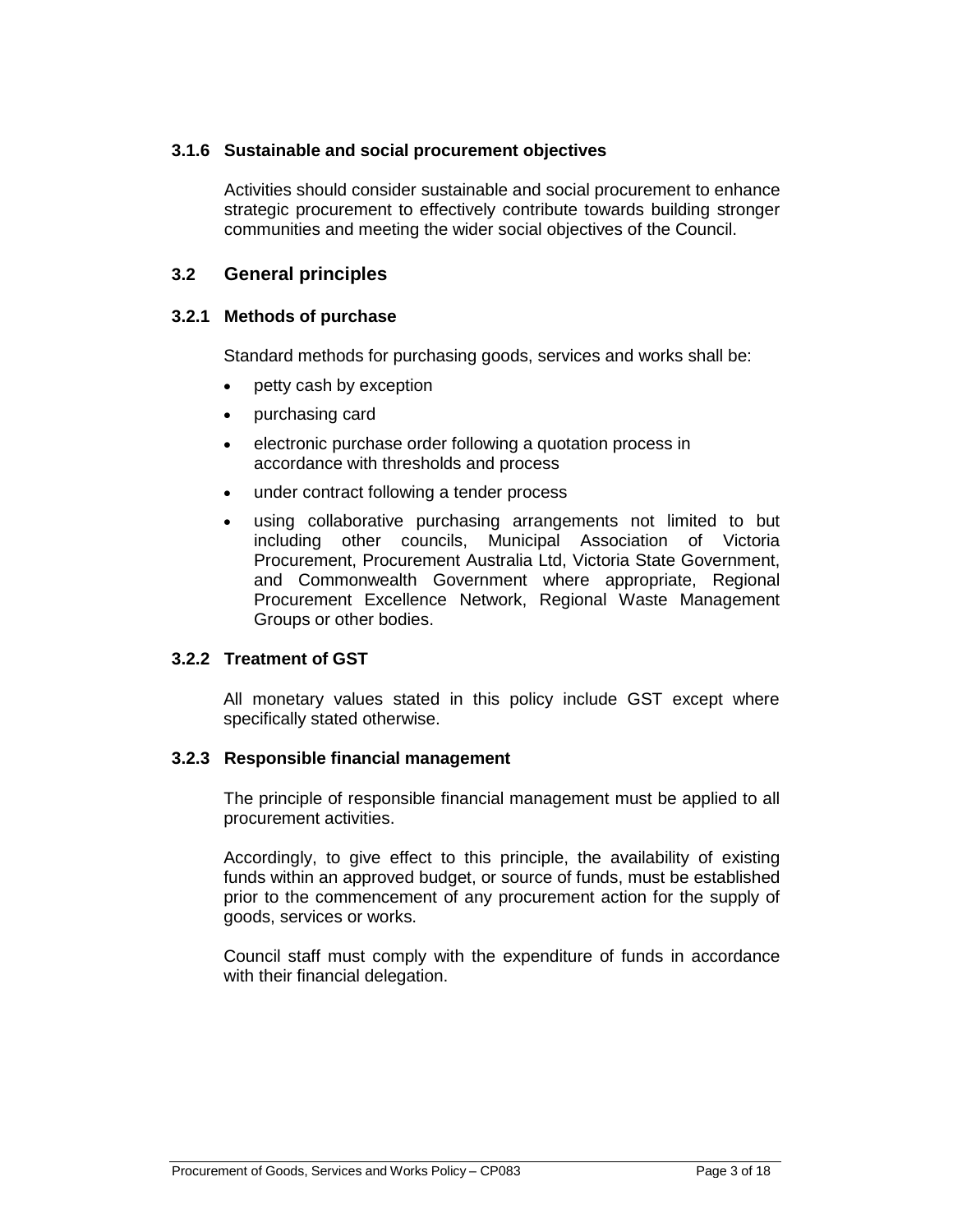#### 3.1.6 Sustainable and social procurement objectives

Activities should consider sustainable and social procurement to enhance strategic procurement to effectively contribute towards building stronger communities and meeting the wider social objectives of the Council.

### 3.2 General principles

#### 3.2.1 Methods of purchase

Standard methods for purchasing goods, services and works shall be:

- petty cash by exception
- purchasing card
- electronic purchase order following a quotation process in accordance with thresholds and process
- under contract following a tender process
- using collaborative purchasing arrangements not limited to but including other councils, Municipal Association of Victoria Procurement, Procurement Australia Ltd, Victoria State Government, and Commonwealth Government where appropriate, Regional Procurement Excellence Network, Regional Waste Management Groups or other bodies.

#### 3.2.2 Treatment of GST

All monetary values stated in this policy include GST except where specifically stated otherwise.

#### 3.2.3 Responsible financial management

The principle of responsible financial management must be applied to all procurement activities.

Accordingly, to give effect to this principle, the availability of existing funds within an approved budget, or source of funds, must be established prior to the commencement of any procurement action for the supply of goods, services or works.

Council staff must comply with the expenditure of funds in accordance with their financial delegation.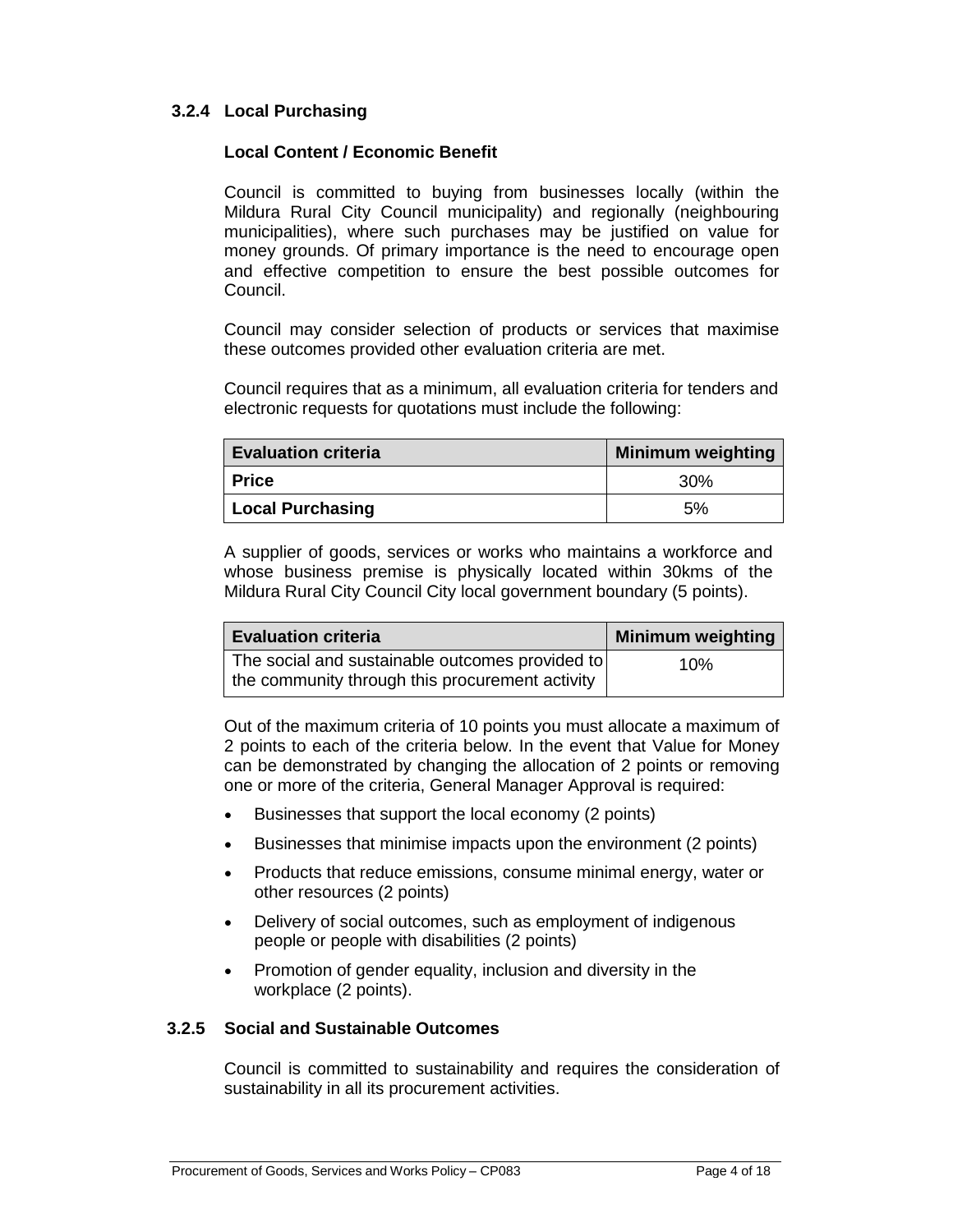### 3.2.4 Local Purchasing

**Local Content / Economic Benefit**

Council is committed to buying from businesses locally (within the Mildura Rural City Council municipality) and regionally (neighbouring municipalities), where such purchases may be justified on value for money grounds. Of primary importance is the need to encourage open and effective competition to ensure the best possible outcomes for Council.

Council may consider selection of products or services that maximise these outcomes provided other evaluation criteria are met.

Council requires that as a minimum, all evaluation criteria for tenders and electronic requests for quotations must include the following:

| Evaluation criteria | Minimum weighting |
|---|---|
| **Price** | 30% |
| **Local Purchasing** | 5% |

A supplier of goods, services or works who maintains a workforce and whose business premise is physically located within 30kms of the Mildura Rural City Council City local government boundary (5 points).

| Evaluation criteria | Minimum weighting |
|---|---|
| The social and sustainable outcomes provided to the community through this procurement activity | 10% |

Out of the maximum criteria of 10 points you must allocate a maximum of 2 points to each of the criteria below. In the event that Value for Money can be demonstrated by changing the allocation of 2 points or removing one or more of the criteria, General Manager Approval is required:

- Businesses that support the local economy (2 points)
- Businesses that minimise impacts upon the environment (2 points)
- Products that reduce emissions, consume minimal energy, water or other resources (2 points)
- Delivery of social outcomes, such as employment of indigenous people or people with disabilities (2 points)
- Promotion of gender equality, inclusion and diversity in the workplace (2 points).

### 3.2.5 Social and Sustainable Outcomes

Council is committed to sustainability and requires the consideration of sustainability in all its procurement activities.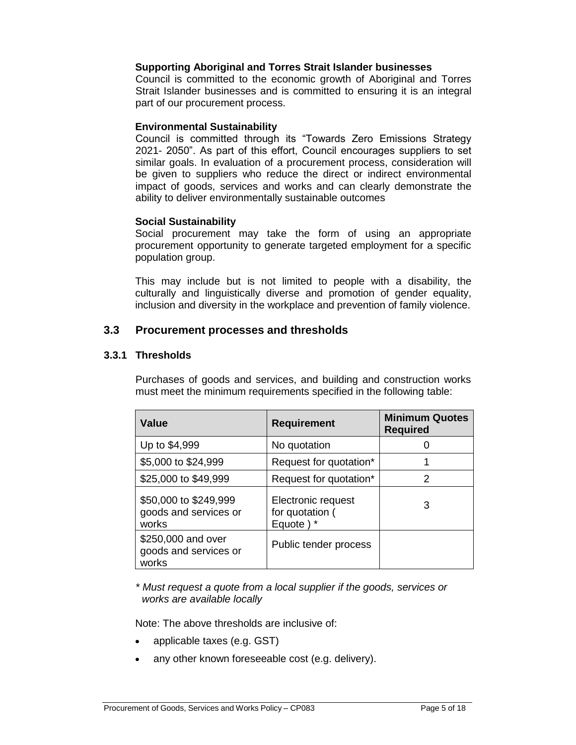**Supporting Aboriginal and Torres Strait Islander businesses**

Council is committed to the economic growth of Aboriginal and Torres Strait Islander businesses and is committed to ensuring it is an integral part of our procurement process.

**Environmental Sustainability**

Council is committed through its "Towards Zero Emissions Strategy 2021- 2050". As part of this effort, Council encourages suppliers to set similar goals. In evaluation of a procurement process, consideration will be given to suppliers who reduce the direct or indirect environmental impact of goods, services and works and can clearly demonstrate the ability to deliver environmentally sustainable outcomes

**Social Sustainability**

Social procurement may take the form of using an appropriate procurement opportunity to generate targeted employment for a specific population group.

This may include but is not limited to people with a disability, the culturally and linguistically diverse and promotion of gender equality, inclusion and diversity in the workplace and prevention of family violence.

## 3.3 Procurement processes and thresholds

### 3.3.1 Thresholds

Purchases of goods and services, and building and construction works must meet the minimum requirements specified in the following table:

| Value | Requirement | Minimum Quotes Required |
|---|---|---|
| Up to $4,999 | No quotation | 0 |
| $5,000 to $24,999 | Request for quotation* | 1 |
| $25,000 to $49,999 | Request for quotation* | 2 |
| $50,000 to $249,999 goods and services or works | Electronic request for quotation ( Equote ) * | 3 |
| $250,000 and over goods and services or works | Public tender process | |

*\* Must request a quote from a local supplier if the goods, services or works are available locally*

Note: The above thresholds are inclusive of:

- applicable taxes (e.g. GST)
- any other known foreseeable cost (e.g. delivery).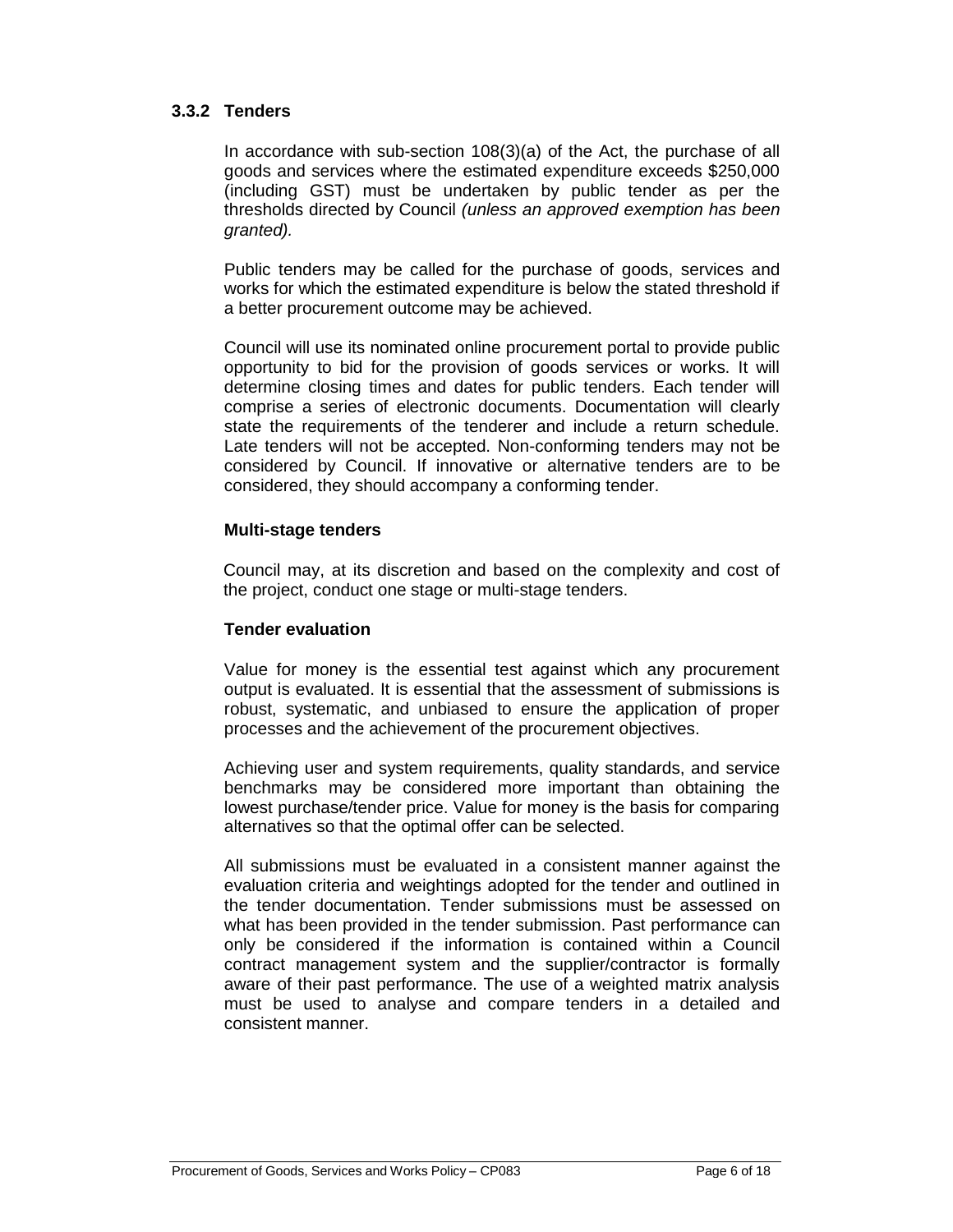### 3.3.2 Tenders

In accordance with sub-section 108(3)(a) of the Act, the purchase of all goods and services where the estimated expenditure exceeds $250,000 (including GST) must be undertaken by public tender as per the thresholds directed by Council *(unless an approved exemption has been granted).*

Public tenders may be called for the purchase of goods, services and works for which the estimated expenditure is below the stated threshold if a better procurement outcome may be achieved.

Council will use its nominated online procurement portal to provide public opportunity to bid for the provision of goods services or works. It will determine closing times and dates for public tenders. Each tender will comprise a series of electronic documents. Documentation will clearly state the requirements of the tenderer and include a return schedule. Late tenders will not be accepted. Non-conforming tenders may not be considered by Council. If innovative or alternative tenders are to be considered, they should accompany a conforming tender.

**Multi-stage tenders**

Council may, at its discretion and based on the complexity and cost of the project, conduct one stage or multi-stage tenders.

**Tender evaluation**

Value for money is the essential test against which any procurement output is evaluated. It is essential that the assessment of submissions is robust, systematic, and unbiased to ensure the application of proper processes and the achievement of the procurement objectives.

Achieving user and system requirements, quality standards, and service benchmarks may be considered more important than obtaining the lowest purchase/tender price. Value for money is the basis for comparing alternatives so that the optimal offer can be selected.

All submissions must be evaluated in a consistent manner against the evaluation criteria and weightings adopted for the tender and outlined in the tender documentation. Tender submissions must be assessed on what has been provided in the tender submission. Past performance can only be considered if the information is contained within a Council contract management system and the supplier/contractor is formally aware of their past performance. The use of a weighted matrix analysis must be used to analyse and compare tenders in a detailed and consistent manner.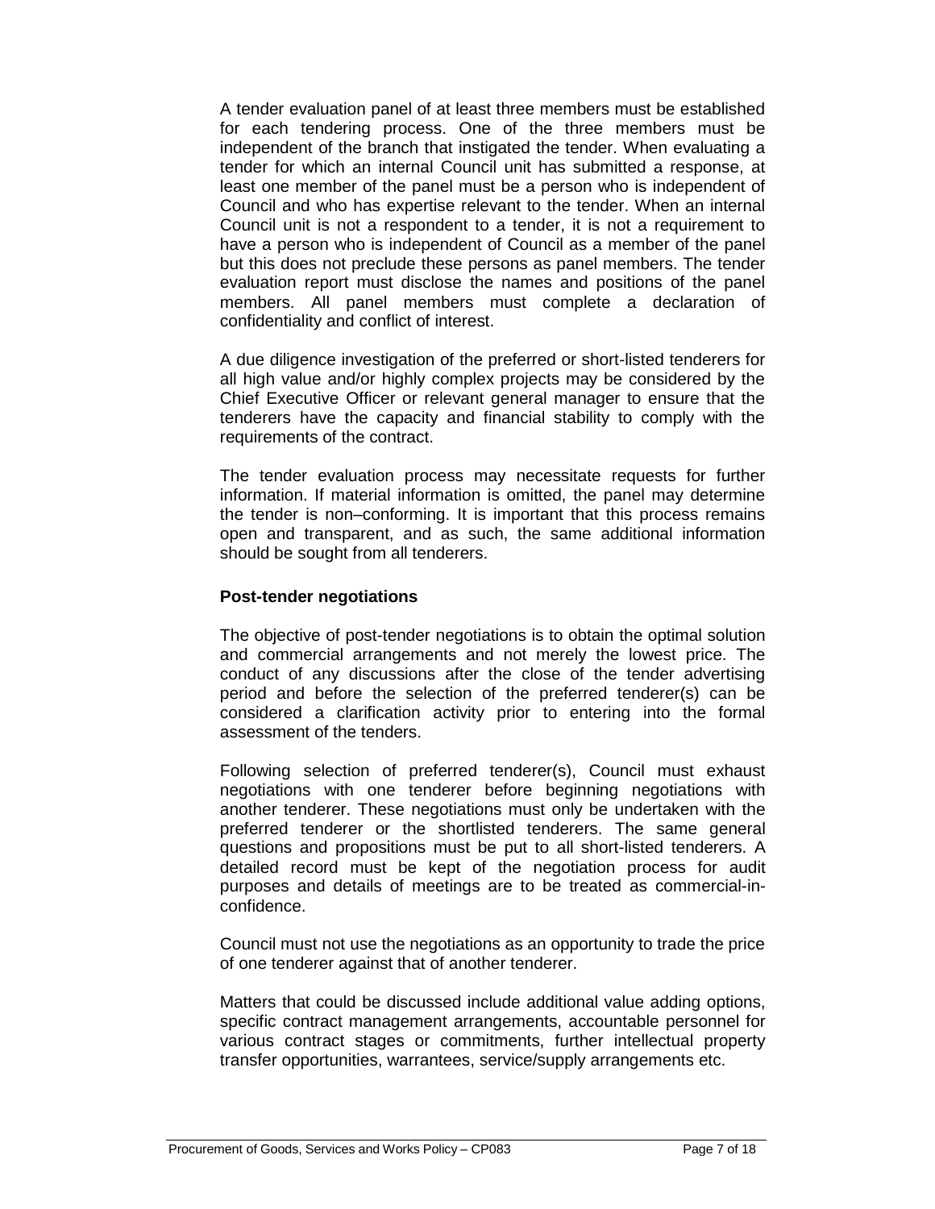A tender evaluation panel of at least three members must be established for each tendering process. One of the three members must be independent of the branch that instigated the tender. When evaluating a tender for which an internal Council unit has submitted a response, at least one member of the panel must be a person who is independent of Council and who has expertise relevant to the tender. When an internal Council unit is not a respondent to a tender, it is not a requirement to have a person who is independent of Council as a member of the panel but this does not preclude these persons as panel members. The tender evaluation report must disclose the names and positions of the panel members. All panel members must complete a declaration of confidentiality and conflict of interest.

A due diligence investigation of the preferred or short-listed tenderers for all high value and/or highly complex projects may be considered by the Chief Executive Officer or relevant general manager to ensure that the tenderers have the capacity and financial stability to comply with the requirements of the contract.

The tender evaluation process may necessitate requests for further information. If material information is omitted, the panel may determine the tender is non–conforming. It is important that this process remains open and transparent, and as such, the same additional information should be sought from all tenderers.

**Post-tender negotiations**

The objective of post-tender negotiations is to obtain the optimal solution and commercial arrangements and not merely the lowest price. The conduct of any discussions after the close of the tender advertising period and before the selection of the preferred tenderer(s) can be considered a clarification activity prior to entering into the formal assessment of the tenders.

Following selection of preferred tenderer(s), Council must exhaust negotiations with one tenderer before beginning negotiations with another tenderer. These negotiations must only be undertaken with the preferred tenderer or the shortlisted tenderers. The same general questions and propositions must be put to all short-listed tenderers. A detailed record must be kept of the negotiation process for audit purposes and details of meetings are to be treated as commercial-in-confidence.

Council must not use the negotiations as an opportunity to trade the price of one tenderer against that of another tenderer.

Matters that could be discussed include additional value adding options, specific contract management arrangements, accountable personnel for various contract stages or commitments, further intellectual property transfer opportunities, warrantees, service/supply arrangements etc.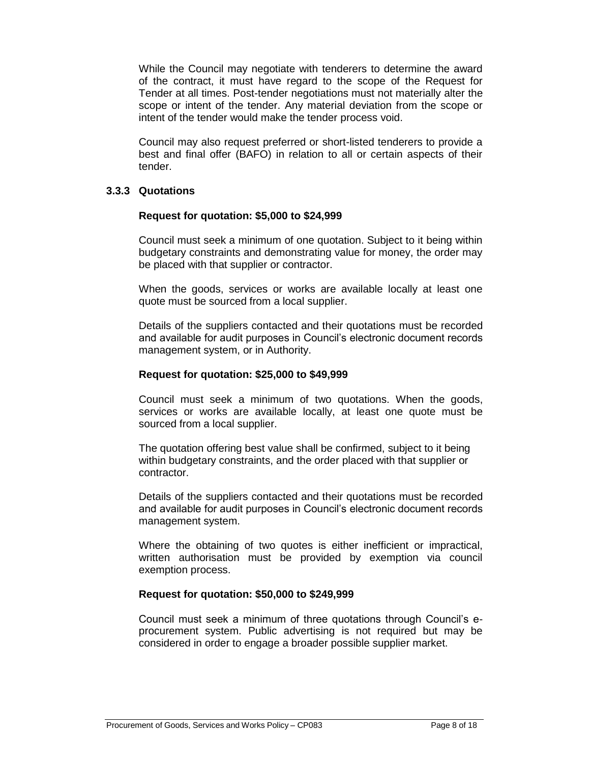While the Council may negotiate with tenderers to determine the award of the contract, it must have regard to the scope of the Request for Tender at all times. Post-tender negotiations must not materially alter the scope or intent of the tender. Any material deviation from the scope or intent of the tender would make the tender process void.

Council may also request preferred or short-listed tenderers to provide a best and final offer (BAFO) in relation to all or certain aspects of their tender.

### 3.3.3 Quotations

**Request for quotation: $5,000 to $24,999**

Council must seek a minimum of one quotation. Subject to it being within budgetary constraints and demonstrating value for money, the order may be placed with that supplier or contractor.

When the goods, services or works are available locally at least one quote must be sourced from a local supplier.

Details of the suppliers contacted and their quotations must be recorded and available for audit purposes in Council's electronic document records management system, or in Authority.

**Request for quotation: $25,000 to $49,999**

Council must seek a minimum of two quotations. When the goods, services or works are available locally, at least one quote must be sourced from a local supplier.

The quotation offering best value shall be confirmed, subject to it being within budgetary constraints, and the order placed with that supplier or contractor.

Details of the suppliers contacted and their quotations must be recorded and available for audit purposes in Council's electronic document records management system.

Where the obtaining of two quotes is either inefficient or impractical, written authorisation must be provided by exemption via council exemption process.

**Request for quotation: $50,000 to $249,999**

Council must seek a minimum of three quotations through Council's e-procurement system. Public advertising is not required but may be considered in order to engage a broader possible supplier market.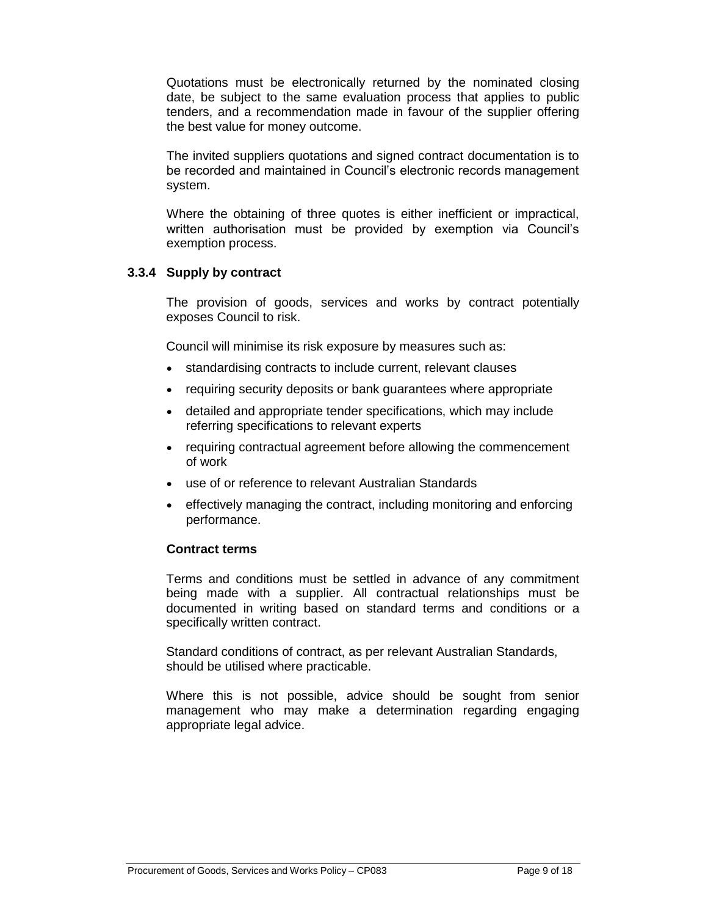Quotations must be electronically returned by the nominated closing date, be subject to the same evaluation process that applies to public tenders, and a recommendation made in favour of the supplier offering the best value for money outcome.

The invited suppliers quotations and signed contract documentation is to be recorded and maintained in Council's electronic records management system.

Where the obtaining of three quotes is either inefficient or impractical, written authorisation must be provided by exemption via Council's exemption process.

#### 3.3.4 Supply by contract

The provision of goods, services and works by contract potentially exposes Council to risk.

Council will minimise its risk exposure by measures such as:

- standardising contracts to include current, relevant clauses
- requiring security deposits or bank guarantees where appropriate
- detailed and appropriate tender specifications, which may include referring specifications to relevant experts
- requiring contractual agreement before allowing the commencement of work
- use of or reference to relevant Australian Standards
- effectively managing the contract, including monitoring and enforcing performance.

**Contract terms**

Terms and conditions must be settled in advance of any commitment being made with a supplier. All contractual relationships must be documented in writing based on standard terms and conditions or a specifically written contract.

Standard conditions of contract, as per relevant Australian Standards, should be utilised where practicable.

Where this is not possible, advice should be sought from senior management who may make a determination regarding engaging appropriate legal advice.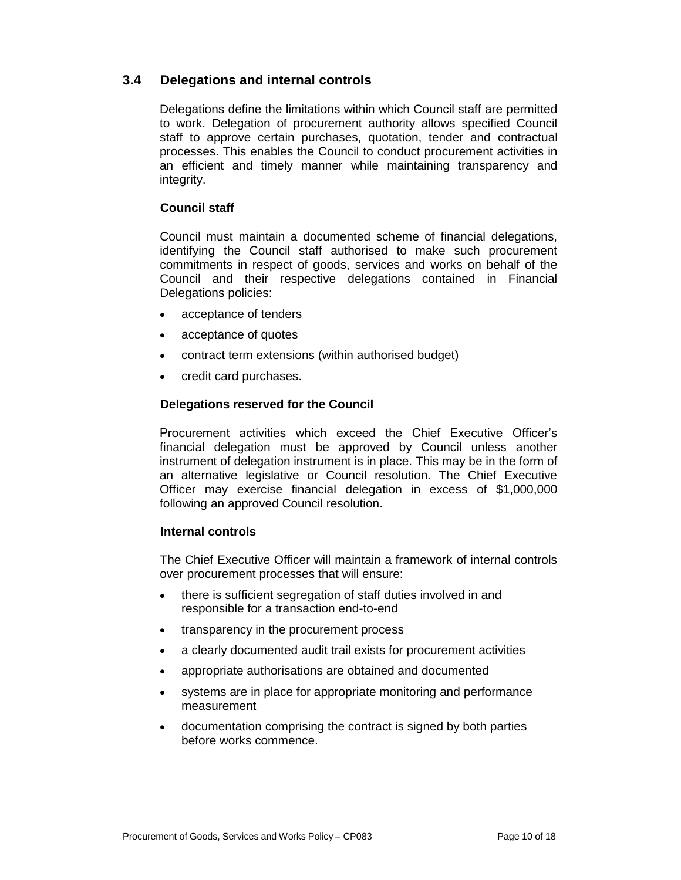## 3.4 Delegations and internal controls

Delegations define the limitations within which Council staff are permitted to work. Delegation of procurement authority allows specified Council staff to approve certain purchases, quotation, tender and contractual processes. This enables the Council to conduct procurement activities in an efficient and timely manner while maintaining transparency and integrity.

### Council staff

Council must maintain a documented scheme of financial delegations, identifying the Council staff authorised to make such procurement commitments in respect of goods, services and works on behalf of the Council and their respective delegations contained in Financial Delegations policies:

- acceptance of tenders
- acceptance of quotes
- contract term extensions (within authorised budget)
- credit card purchases.

### Delegations reserved for the Council

Procurement activities which exceed the Chief Executive Officer's financial delegation must be approved by Council unless another instrument of delegation instrument is in place. This may be in the form of an alternative legislative or Council resolution. The Chief Executive Officer may exercise financial delegation in excess of $1,000,000 following an approved Council resolution.

### Internal controls

The Chief Executive Officer will maintain a framework of internal controls over procurement processes that will ensure:

- there is sufficient segregation of staff duties involved in and responsible for a transaction end-to-end
- transparency in the procurement process
- a clearly documented audit trail exists for procurement activities
- appropriate authorisations are obtained and documented
- systems are in place for appropriate monitoring and performance measurement
- documentation comprising the contract is signed by both parties before works commence.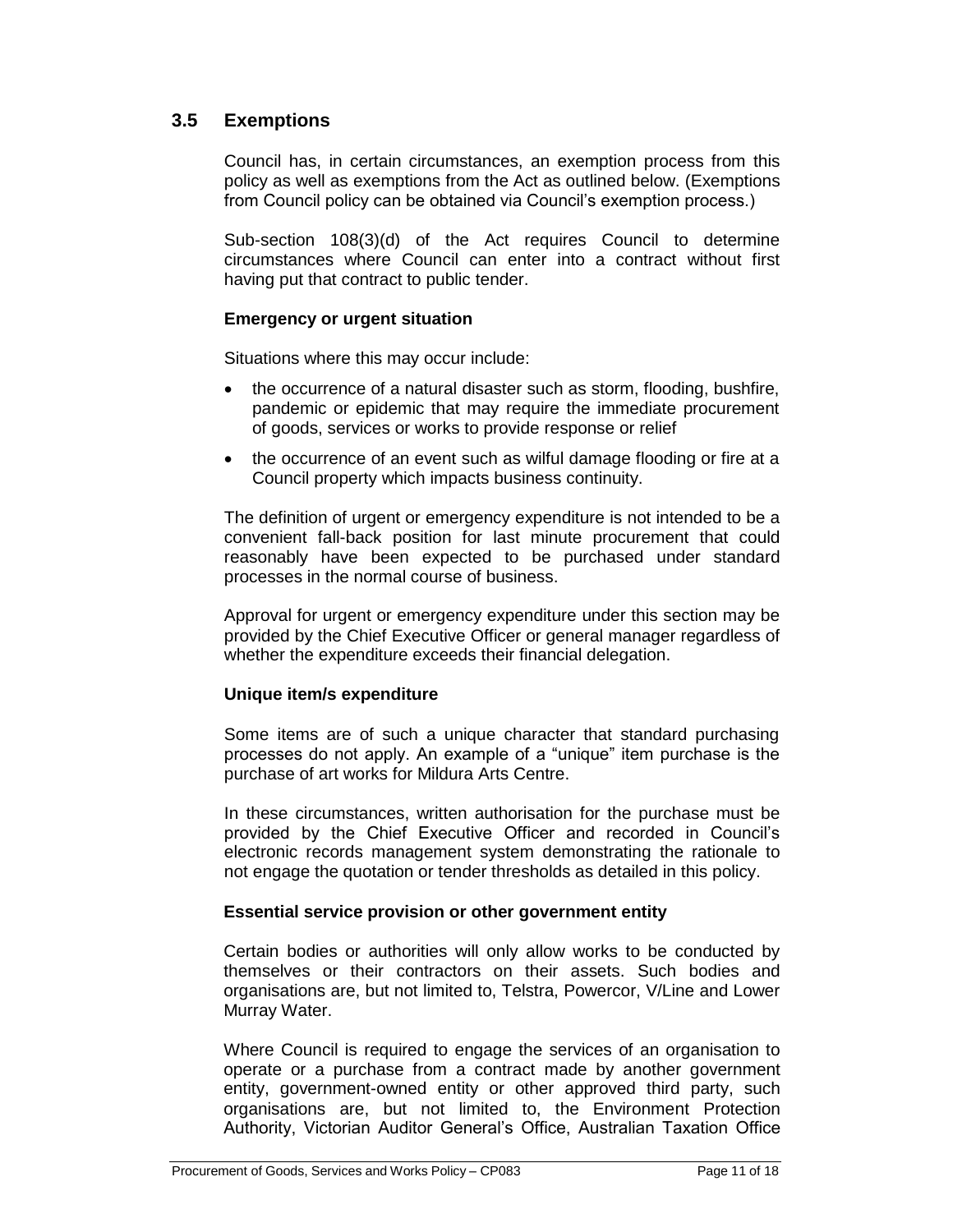## 3.5 Exemptions

Council has, in certain circumstances, an exemption process from this policy as well as exemptions from the Act as outlined below. (Exemptions from Council policy can be obtained via Council's exemption process.)

Sub-section 108(3)(d) of the Act requires Council to determine circumstances where Council can enter into a contract without first having put that contract to public tender.

**Emergency or urgent situation**

Situations where this may occur include:

- the occurrence of a natural disaster such as storm, flooding, bushfire, pandemic or epidemic that may require the immediate procurement of goods, services or works to provide response or relief
- the occurrence of an event such as wilful damage flooding or fire at a Council property which impacts business continuity.

The definition of urgent or emergency expenditure is not intended to be a convenient fall-back position for last minute procurement that could reasonably have been expected to be purchased under standard processes in the normal course of business.

Approval for urgent or emergency expenditure under this section may be provided by the Chief Executive Officer or general manager regardless of whether the expenditure exceeds their financial delegation.

**Unique item/s expenditure**

Some items are of such a unique character that standard purchasing processes do not apply. An example of a "unique" item purchase is the purchase of art works for Mildura Arts Centre.

In these circumstances, written authorisation for the purchase must be provided by the Chief Executive Officer and recorded in Council's electronic records management system demonstrating the rationale to not engage the quotation or tender thresholds as detailed in this policy.

**Essential service provision or other government entity**

Certain bodies or authorities will only allow works to be conducted by themselves or their contractors on their assets. Such bodies and organisations are, but not limited to, Telstra, Powercor, V/Line and Lower Murray Water.

Where Council is required to engage the services of an organisation to operate or a purchase from a contract made by another government entity, government-owned entity or other approved third party, such organisations are, but not limited to, the Environment Protection Authority, Victorian Auditor General's Office, Australian Taxation Office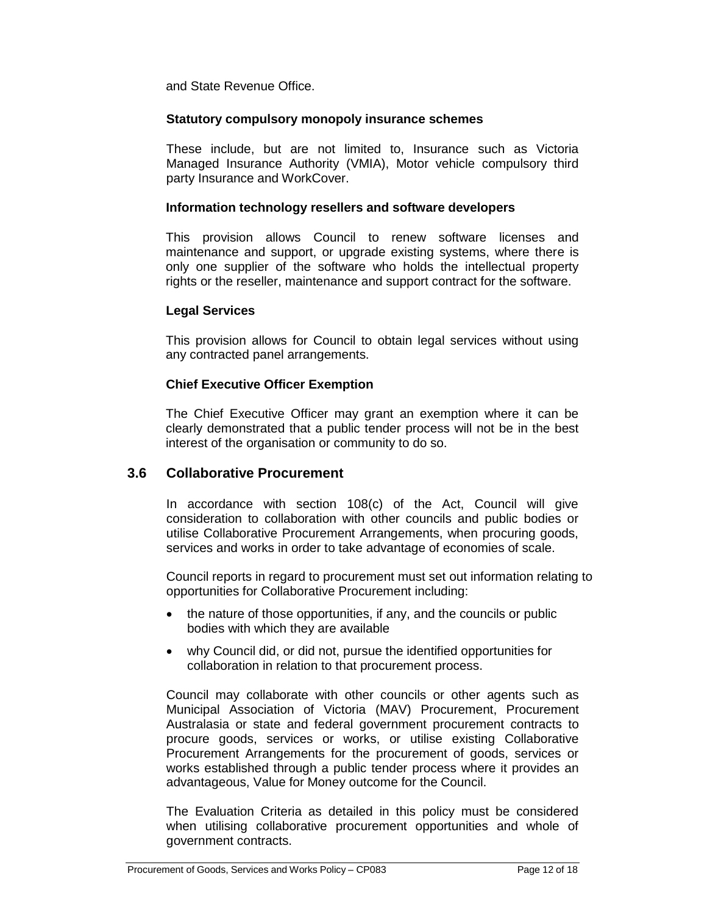and State Revenue Office.

**Statutory compulsory monopoly insurance schemes**

These include, but are not limited to, Insurance such as Victoria Managed Insurance Authority (VMIA), Motor vehicle compulsory third party Insurance and WorkCover.

**Information technology resellers and software developers**

This provision allows Council to renew software licenses and maintenance and support, or upgrade existing systems, where there is only one supplier of the software who holds the intellectual property rights or the reseller, maintenance and support contract for the software.

**Legal Services**

This provision allows for Council to obtain legal services without using any contracted panel arrangements.

**Chief Executive Officer Exemption**

The Chief Executive Officer may grant an exemption where it can be clearly demonstrated that a public tender process will not be in the best interest of the organisation or community to do so.

## 3.6 Collaborative Procurement

In accordance with section 108(c) of the Act, Council will give consideration to collaboration with other councils and public bodies or utilise Collaborative Procurement Arrangements, when procuring goods, services and works in order to take advantage of economies of scale.

Council reports in regard to procurement must set out information relating to opportunities for Collaborative Procurement including:

- the nature of those opportunities, if any, and the councils or public bodies with which they are available
- why Council did, or did not, pursue the identified opportunities for collaboration in relation to that procurement process.

Council may collaborate with other councils or other agents such as Municipal Association of Victoria (MAV) Procurement, Procurement Australasia or state and federal government procurement contracts to procure goods, services or works, or utilise existing Collaborative Procurement Arrangements for the procurement of goods, services or works established through a public tender process where it provides an advantageous, Value for Money outcome for the Council.

The Evaluation Criteria as detailed in this policy must be considered when utilising collaborative procurement opportunities and whole of government contracts.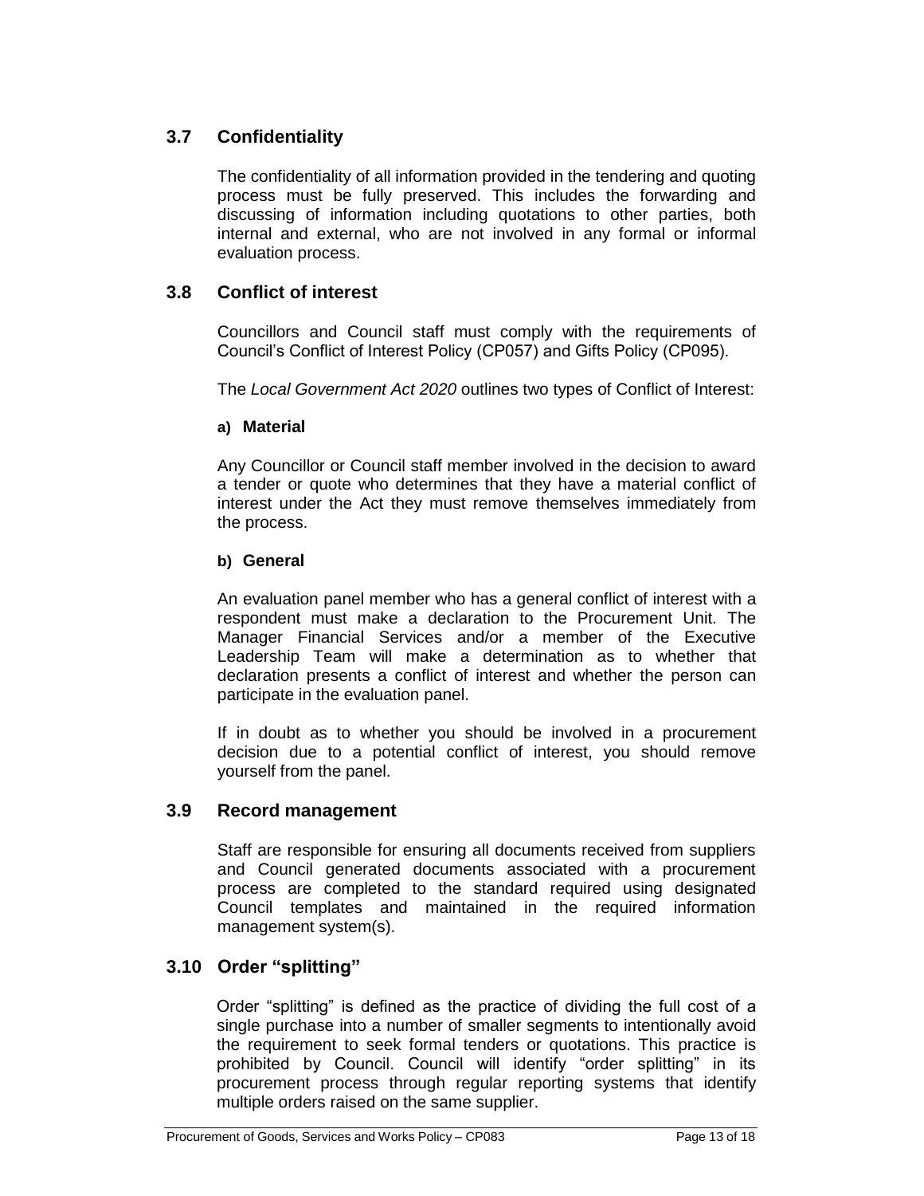## 3.7 Confidentiality

The confidentiality of all information provided in the tendering and quoting process must be fully preserved. This includes the forwarding and discussing of information including quotations to other parties, both internal and external, who are not involved in any formal or informal evaluation process.

## 3.8 Conflict of interest

Councillors and Council staff must comply with the requirements of Council's Conflict of Interest Policy (CP057) and Gifts Policy (CP095).

The *Local Government Act 2020* outlines two types of Conflict of Interest:

**a) Material**

Any Councillor or Council staff member involved in the decision to award a tender or quote who determines that they have a material conflict of interest under the Act they must remove themselves immediately from the process.

**b) General**

An evaluation panel member who has a general conflict of interest with a respondent must make a declaration to the Procurement Unit. The Manager Financial Services and/or a member of the Executive Leadership Team will make a determination as to whether that declaration presents a conflict of interest and whether the person can participate in the evaluation panel.

If in doubt as to whether you should be involved in a procurement decision due to a potential conflict of interest, you should remove yourself from the panel.

## 3.9 Record management

Staff are responsible for ensuring all documents received from suppliers and Council generated documents associated with a procurement process are completed to the standard required using designated Council templates and maintained in the required information management system(s).

## 3.10 Order "splitting"

Order "splitting" is defined as the practice of dividing the full cost of a single purchase into a number of smaller segments to intentionally avoid the requirement to seek formal tenders or quotations. This practice is prohibited by Council. Council will identify "order splitting" in its procurement process through regular reporting systems that identify multiple orders raised on the same supplier.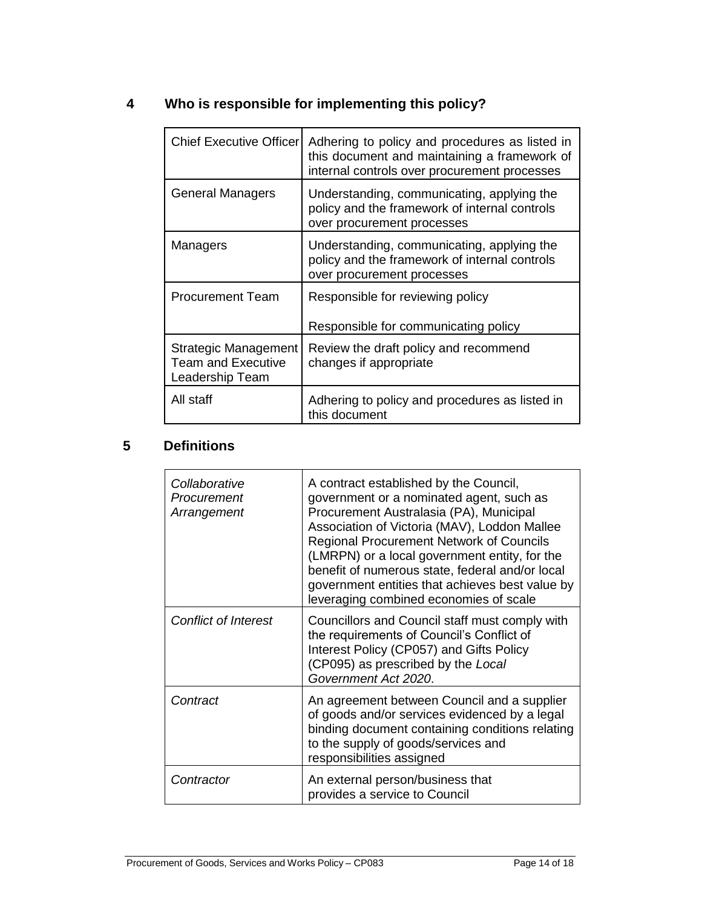## 4 Who is responsible for implementing this policy?

| | |
|---|---|
| Chief Executive Officer | Adhering to policy and procedures as listed in this document and maintaining a framework of internal controls over procurement processes |
| General Managers | Understanding, communicating, applying the policy and the framework of internal controls over procurement processes |
| Managers | Understanding, communicating, applying the policy and the framework of internal controls over procurement processes |
| Procurement Team | Responsible for reviewing policy<br><br>Responsible for communicating policy |
| Strategic Management Team and Executive Leadership Team | Review the draft policy and recommend changes if appropriate |
| All staff | Adhering to policy and procedures as listed in this document |

## 5 Definitions

| | |
|---|---|
| *Collaborative Procurement Arrangement* | A contract established by the Council, government or a nominated agent, such as Procurement Australasia (PA), Municipal Association of Victoria (MAV), Loddon Mallee Regional Procurement Network of Councils (LMRPN) or a local government entity, for the benefit of numerous state, federal and/or local government entities that achieves best value by leveraging combined economies of scale |
| *Conflict of Interest* | Councillors and Council staff must comply with the requirements of Council's Conflict of Interest Policy (CP057) and Gifts Policy (CP095) as prescribed by the *Local Government Act 2020*. |
| *Contract* | An agreement between Council and a supplier of goods and/or services evidenced by a legal binding document containing conditions relating to the supply of goods/services and responsibilities assigned |
| *Contractor* | An external person/business that provides a service to Council |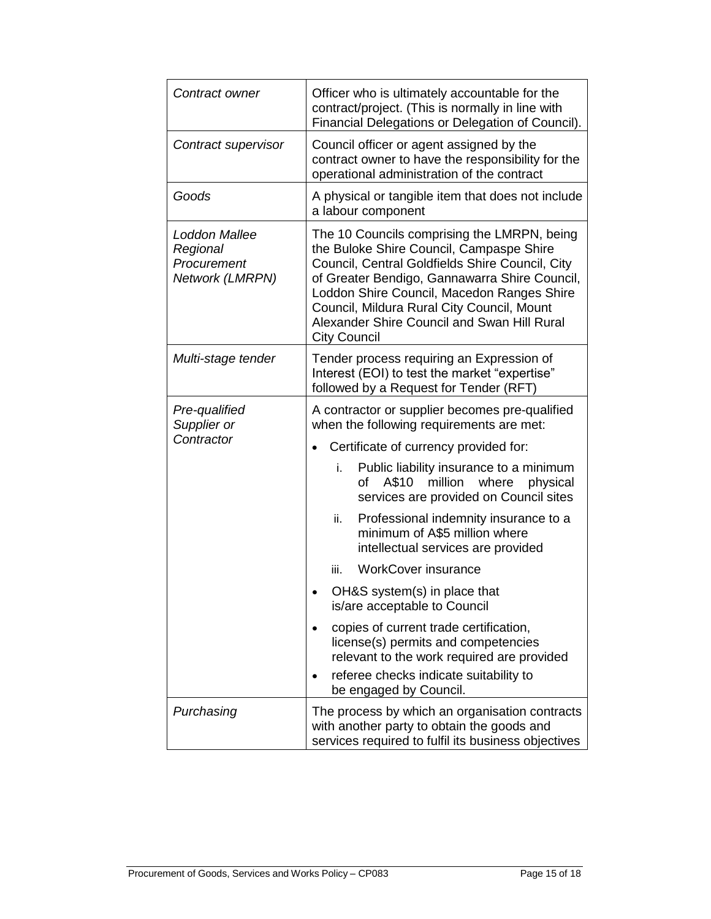| | |
|---|---|
| *Contract owner* | Officer who is ultimately accountable for the contract/project. (This is normally in line with Financial Delegations or Delegation of Council). |
| *Contract supervisor* | Council officer or agent assigned by the contract owner to have the responsibility for the operational administration of the contract |
| *Goods* | A physical or tangible item that does not include a labour component |
| *Loddon Mallee Regional Procurement Network (LMRPN)* | The 10 Councils comprising the LMRPN, being the Buloke Shire Council, Campaspe Shire Council, Central Goldfields Shire Council, City of Greater Bendigo, Gannawarra Shire Council, Loddon Shire Council, Macedon Ranges Shire Council, Mildura Rural City Council, Mount Alexander Shire Council and Swan Hill Rural City Council |
| *Multi-stage tender* | Tender process requiring an Expression of Interest (EOI) to test the market "expertise" followed by a Request for Tender (RFT) |
| *Pre-qualified Supplier or Contractor* | A contractor or supplier becomes pre-qualified when the following requirements are met:<br>• Certificate of currency provided for:<br>i. Public liability insurance to a minimum of A$10 million where physical services are provided on Council sites<br>ii. Professional indemnity insurance to a minimum of A$5 million where intellectual services are provided<br>iii. WorkCover insurance<br>• OH&S system(s) in place that is/are acceptable to Council<br>• copies of current trade certification, license(s) permits and competencies relevant to the work required are provided<br>• referee checks indicate suitability to be engaged by Council. |
| *Purchasing* | The process by which an organisation contracts with another party to obtain the goods and services required to fulfil its business objectives |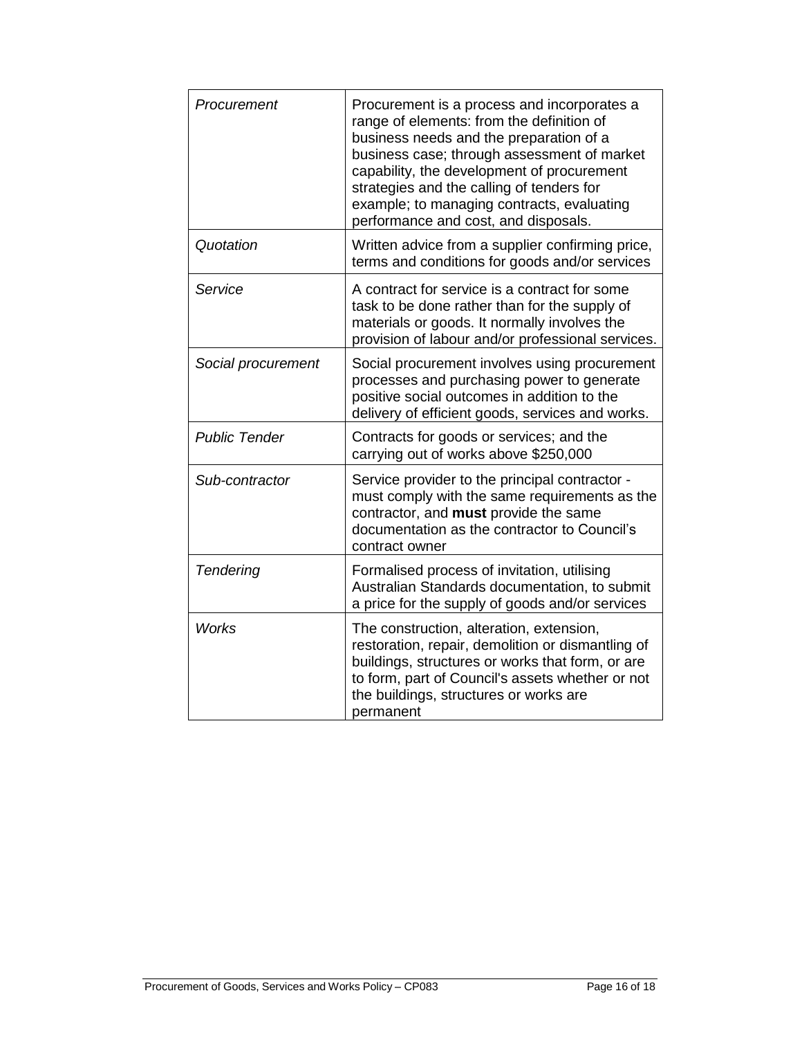| | |
|---|---|
| *Procurement* | Procurement is a process and incorporates a range of elements: from the definition of business needs and the preparation of a business case; through assessment of market capability, the development of procurement strategies and the calling of tenders for example; to managing contracts, evaluating performance and cost, and disposals. |
| *Quotation* | Written advice from a supplier confirming price, terms and conditions for goods and/or services |
| *Service* | A contract for service is a contract for some task to be done rather than for the supply of materials or goods. It normally involves the provision of labour and/or professional services. |
| *Social procurement* | Social procurement involves using procurement processes and purchasing power to generate positive social outcomes in addition to the delivery of efficient goods, services and works. |
| *Public Tender* | Contracts for goods or services; and the carrying out of works above $250,000 |
| *Sub-contractor* | Service provider to the principal contractor - must comply with the same requirements as the contractor, and **must** provide the same documentation as the contractor to Council's contract owner |
| *Tendering* | Formalised process of invitation, utilising Australian Standards documentation, to submit a price for the supply of goods and/or services |
| *Works* | The construction, alteration, extension, restoration, repair, demolition or dismantling of buildings, structures or works that form, or are to form, part of Council's assets whether or not the buildings, structures or works are permanent |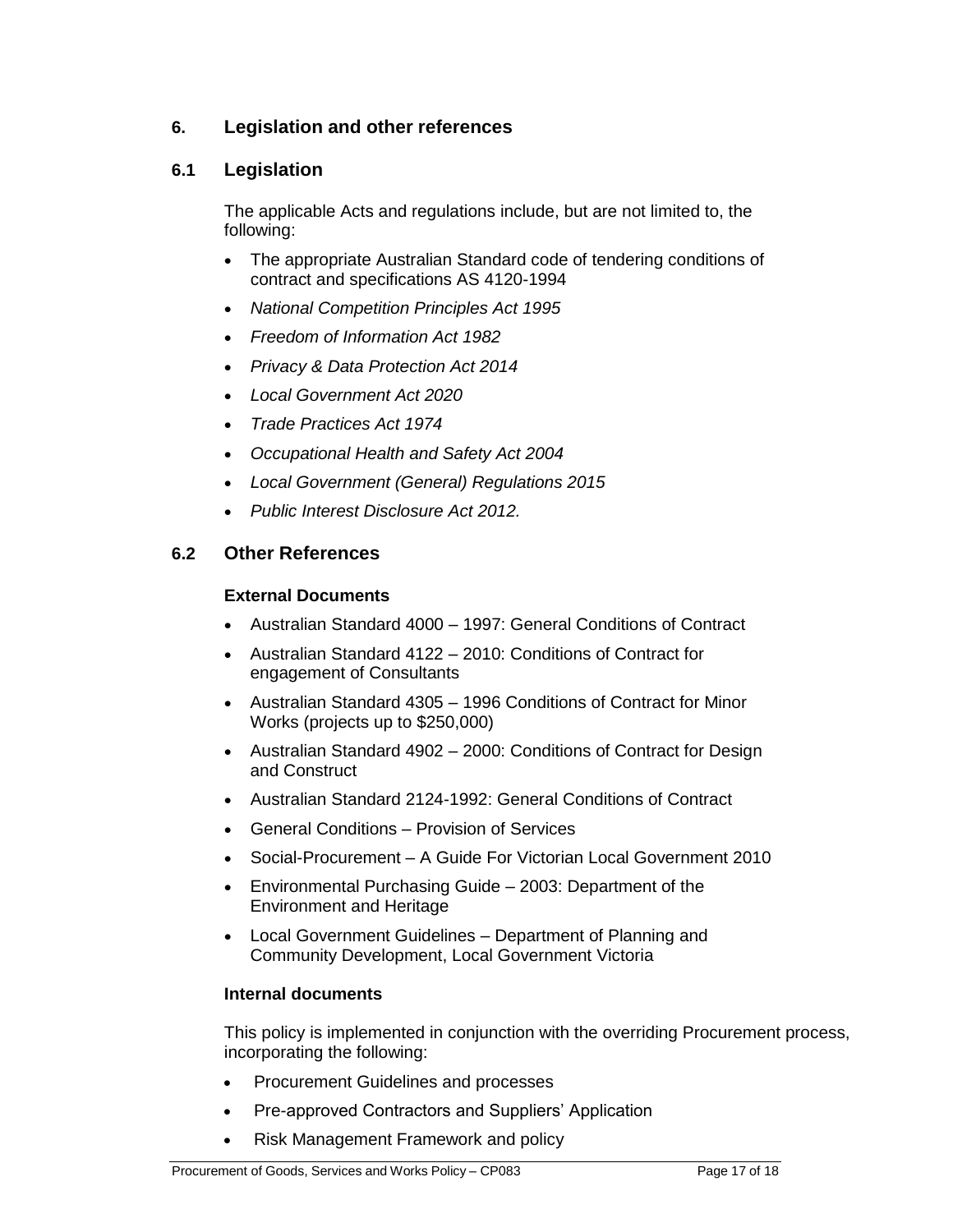## 6. Legislation and other references

### 6.1 Legislation

The applicable Acts and regulations include, but are not limited to, the following:

- The appropriate Australian Standard code of tendering conditions of contract and specifications AS 4120-1994
- *National Competition Principles Act 1995*
- *Freedom of Information Act 1982*
- *Privacy & Data Protection Act 2014*
- *Local Government Act 2020*
- *Trade Practices Act 1974*
- *Occupational Health and Safety Act 2004*
- *Local Government (General) Regulations 2015*
- *Public Interest Disclosure Act 2012.*

### 6.2 Other References

**External Documents**

- Australian Standard 4000 – 1997: General Conditions of Contract
- Australian Standard 4122 – 2010: Conditions of Contract for engagement of Consultants
- Australian Standard 4305 – 1996 Conditions of Contract for Minor Works (projects up to $250,000)
- Australian Standard 4902 – 2000: Conditions of Contract for Design and Construct
- Australian Standard 2124-1992: General Conditions of Contract
- General Conditions – Provision of Services
- Social-Procurement – A Guide For Victorian Local Government 2010
- Environmental Purchasing Guide – 2003: Department of the Environment and Heritage
- Local Government Guidelines – Department of Planning and Community Development, Local Government Victoria

**Internal documents**

This policy is implemented in conjunction with the overriding Procurement process, incorporating the following:

- Procurement Guidelines and processes
- Pre-approved Contractors and Suppliers' Application
- Risk Management Framework and policy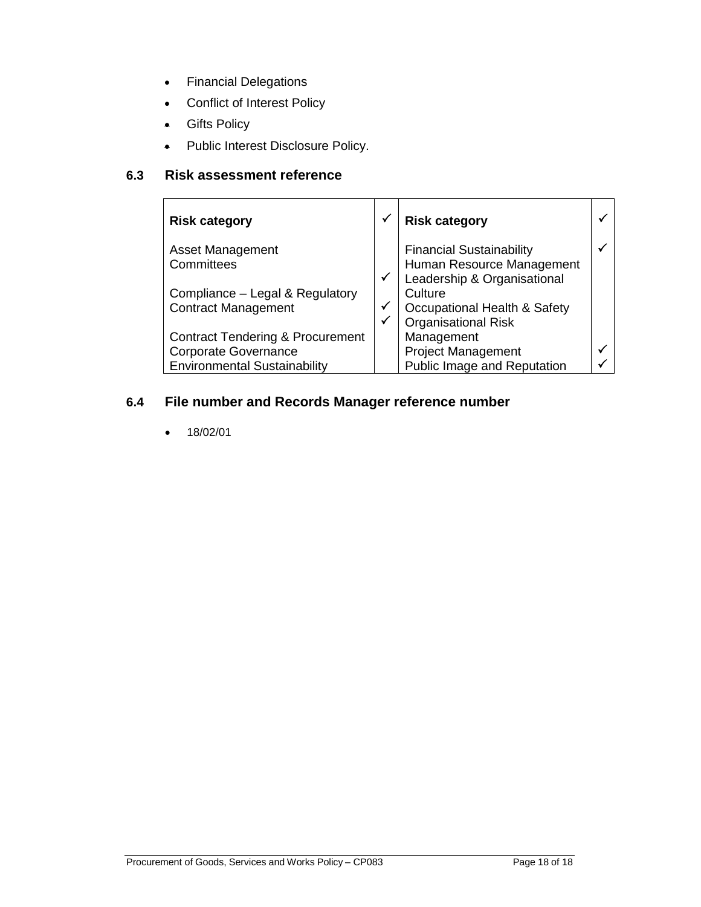- Financial Delegations
- Conflict of Interest Policy
- Gifts Policy
- Public Interest Disclosure Policy.

### 6.3 Risk assessment reference

| **Risk category** | ✓ | **Risk category** | ✓ |
|---|---|---|---|
| Asset Management | | Financial Sustainability | ✓ |
| Committees | | Human Resource Management | |
| Compliance – Legal & Regulatory | ✓ | Leadership & Organisational Culture | |
| Contract Management | ✓ | Occupational Health & Safety | |
| Contract Tendering & Procurement | ✓ | Organisational Risk Management | |
| Corporate Governance | | Project Management | ✓ |
| Environmental Sustainability | | Public Image and Reputation | ✓ |

### 6.4 File number and Records Manager reference number

- 18/02/01